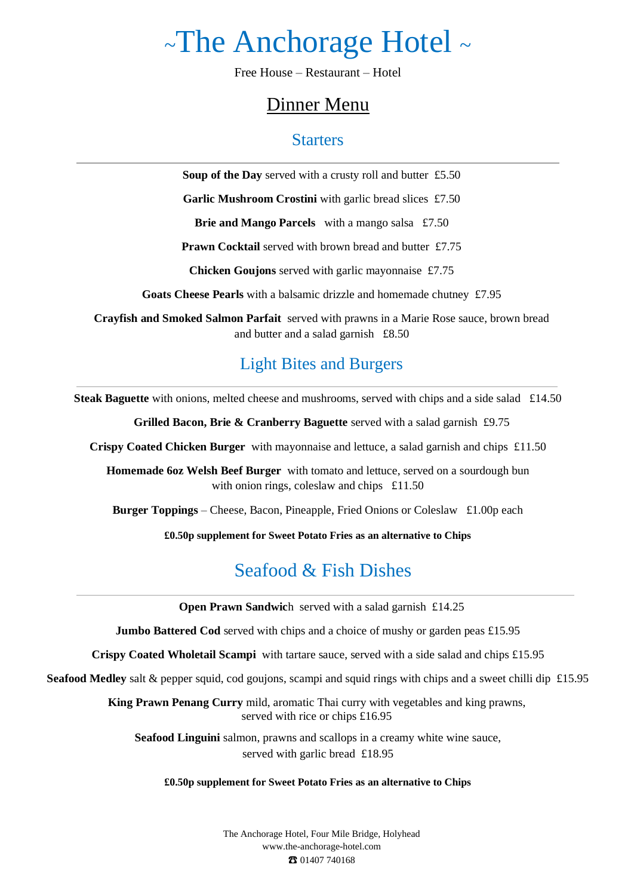# ~The Anchorage Hotel ~

Free House – Restaurant – Hotel

## Dinner Menu

### Starters

---

**Soup of the Day** served with a crusty roll and butter £5.50

**Garlic Mushroom Crostini** with garlic bread slices £7.50

**Brie and Mango Parcels** with a mango salsa £7.50

**Prawn Cocktail** served with brown bread and butter £7.75

**Chicken Goujons** served with garlic mayonnaise £7.75

**Goats Cheese Pearls** with a balsamic drizzle and homemade chutney £7.95

**Crayfish and Smoked Salmon Parfait** served with prawns in a Marie Rose sauce, brown bread and butter and a salad garnish £8.50

### Light Bites and Burgers

---

**Steak Baguette** with onions, melted cheese and mushrooms, served with chips and a side salad £14.50

**Grilled Bacon, Brie & Cranberry Baguette** served with a salad garnish £9.75

**Crispy Coated Chicken Burger** with mayonnaise and lettuce, a salad garnish and chips £11.50

**Homemade 6oz Welsh Beef Burger** with tomato and lettuce, served on a sourdough bun with onion rings, coleslaw and chips £11.50

**Burger Toppings** – Cheese, Bacon, Pineapple, Fried Onions or Coleslaw £1.00p each

**£0.50p supplement for Sweet Potato Fries as an alternative to Chips**

### Seafood & Fish Dishes

---

**Open Prawn Sandwic**h served with a salad garnish £14.25

**Jumbo Battered Cod** served with chips and a choice of mushy or garden peas £15.95

**Crispy Coated Wholetail Scampi** with tartare sauce, served with a side salad and chips £15.95

**Seafood Medley** salt & pepper squid, cod goujons, scampi and squid rings with chips and a sweet chilli dip £15.95

**King Prawn Penang Curry** mild, aromatic Thai curry with vegetables and king prawns, served with rice or chips £16.95

**Seafood Linguini** salmon, prawns and scallops in a creamy white wine sauce, served with garlic bread £18.95

**£0.50p supplement for Sweet Potato Fries as an alternative to Chips**

The Anchorage Hotel, Four Mile Bridge, Holyhead
www.the-anchorage-hotel.com
☎ 01407 740168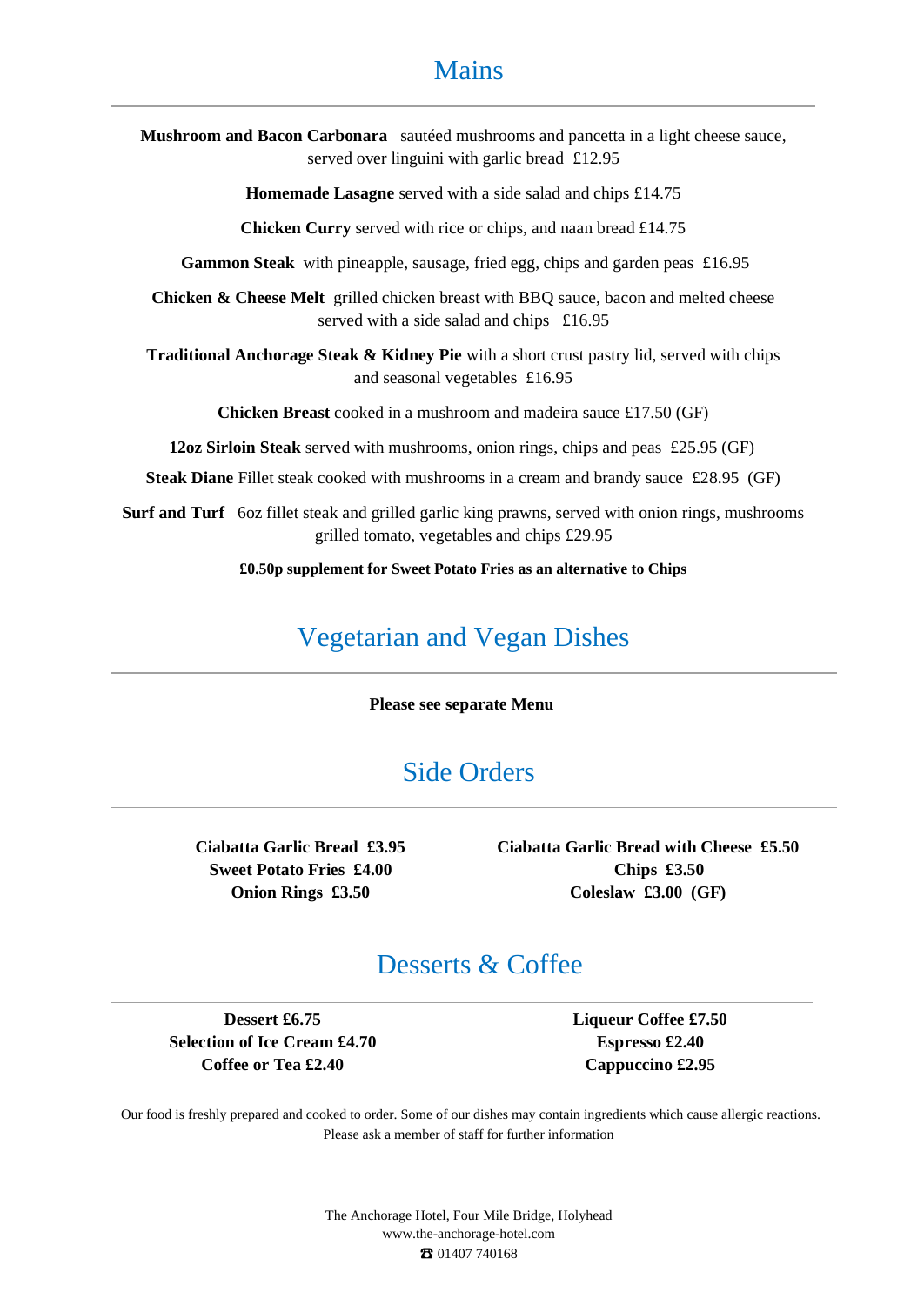## Mains

**Mushroom and Bacon Carbonara** sautéed mushrooms and pancetta in a light cheese sauce, served over linguini with garlic bread £12.95

**Homemade Lasagne** served with a side salad and chips £14.75

**Chicken Curry** served with rice or chips, and naan bread £14.75

**Gammon Steak** with pineapple, sausage, fried egg, chips and garden peas £16.95

**Chicken & Cheese Melt** grilled chicken breast with BBQ sauce, bacon and melted cheese served with a side salad and chips £16.95

**Traditional Anchorage Steak & Kidney Pie** with a short crust pastry lid, served with chips and seasonal vegetables £16.95

**Chicken Breast** cooked in a mushroom and madeira sauce £17.50 (GF)

**12oz Sirloin Steak** served with mushrooms, onion rings, chips and peas £25.95 (GF)

**Steak Diane** Fillet steak cooked with mushrooms in a cream and brandy sauce £28.95 (GF)

**Surf and Turf** 6oz fillet steak and grilled garlic king prawns, served with onion rings, mushrooms grilled tomato, vegetables and chips £29.95

**£0.50p supplement for Sweet Potato Fries as an alternative to Chips**

## Vegetarian and Vegan Dishes

**Please see separate Menu**

## Side Orders

**Ciabatta Garlic Bread £3.95**
**Sweet Potato Fries £4.00**
**Onion Rings £3.50**

**Ciabatta Garlic Bread with Cheese £5.50**
**Chips £3.50**
**Coleslaw £3.00 (GF)**

## Desserts & Coffee

**Dessert £6.75**
**Selection of Ice Cream £4.70**
**Coffee or Tea £2.40**

**Liqueur Coffee £7.50**
**Espresso £2.40**
**Cappuccino £2.95**

Our food is freshly prepared and cooked to order. Some of our dishes may contain ingredients which cause allergic reactions. Please ask a member of staff for further information

The Anchorage Hotel, Four Mile Bridge, Holyhead
www.the-anchorage-hotel.com
☎ 01407 740168